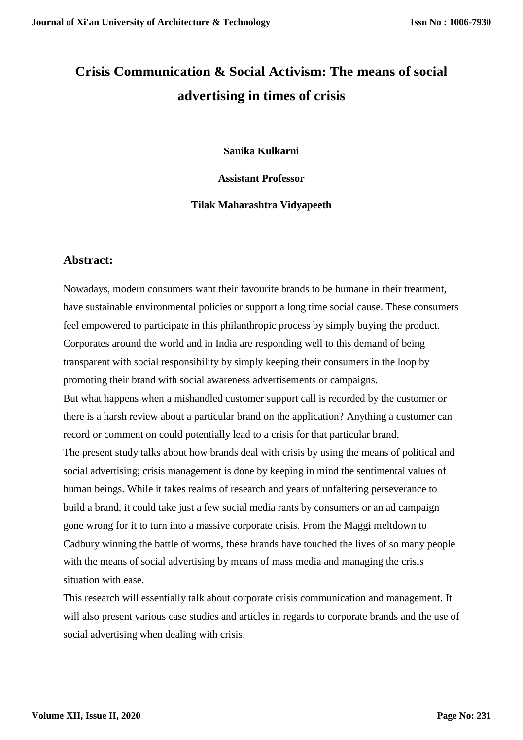# Crisis Communication & Social Activism: The means of social advertising in times of crisis

**Sanika Kulkarni**

**Assistant Professor**

**Tilak Maharashtra Vidyapeeth**

## Abstract:

Nowadays, modern consumers want their favourite brands to be humane in their treatment, have sustainable environmental policies or support a long time social cause. These consumers feel empowered to participate in this philanthropic process by simply buying the product. Corporates around the world and in India are responding well to this demand of being transparent with social responsibility by simply keeping their consumers in the loop by promoting their brand with social awareness advertisements or campaigns.

But what happens when a mishandled customer support call is recorded by the customer or there is a harsh review about a particular brand on the application? Anything a customer can record or comment on could potentially lead to a crisis for that particular brand.

The present study talks about how brands deal with crisis by using the means of political and social advertising; crisis management is done by keeping in mind the sentimental values of human beings. While it takes realms of research and years of unfaltering perseverance to build a brand, it could take just a few social media rants by consumers or an ad campaign gone wrong for it to turn into a massive corporate crisis. From the Maggi meltdown to Cadbury winning the battle of worms, these brands have touched the lives of so many people with the means of social advertising by means of mass media and managing the crisis situation with ease.

This research will essentially talk about corporate crisis communication and management. It will also present various case studies and articles in regards to corporate brands and the use of social advertising when dealing with crisis.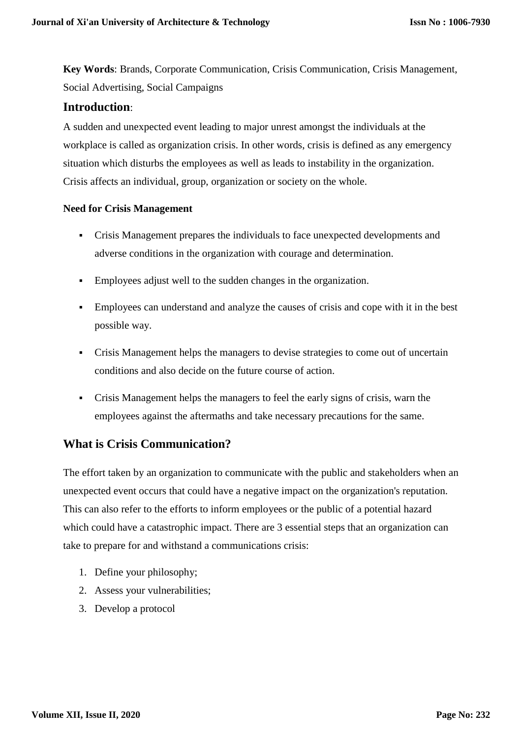**Key Words**: Brands, Corporate Communication, Crisis Communication, Crisis Management, Social Advertising, Social Campaigns

## Introduction:

A sudden and unexpected event leading to major unrest amongst the individuals at the workplace is called as organization crisis. In other words, crisis is defined as any emergency situation which disturbs the employees as well as leads to instability in the organization. Crisis affects an individual, group, organization or society on the whole.

**Need for Crisis Management**

- Crisis Management prepares the individuals to face unexpected developments and adverse conditions in the organization with courage and determination.
- Employees adjust well to the sudden changes in the organization.
- Employees can understand and analyze the causes of crisis and cope with it in the best possible way.
- Crisis Management helps the managers to devise strategies to come out of uncertain conditions and also decide on the future course of action.
- Crisis Management helps the managers to feel the early signs of crisis, warn the employees against the aftermaths and take necessary precautions for the same.

## What is Crisis Communication?

The effort taken by an organization to communicate with the public and stakeholders when an unexpected event occurs that could have a negative impact on the organization's reputation. This can also refer to the efforts to inform employees or the public of a potential hazard which could have a catastrophic impact. There are 3 essential steps that an organization can take to prepare for and withstand a communications crisis:

1. Define your philosophy;
2. Assess your vulnerabilities;
3. Develop a protocol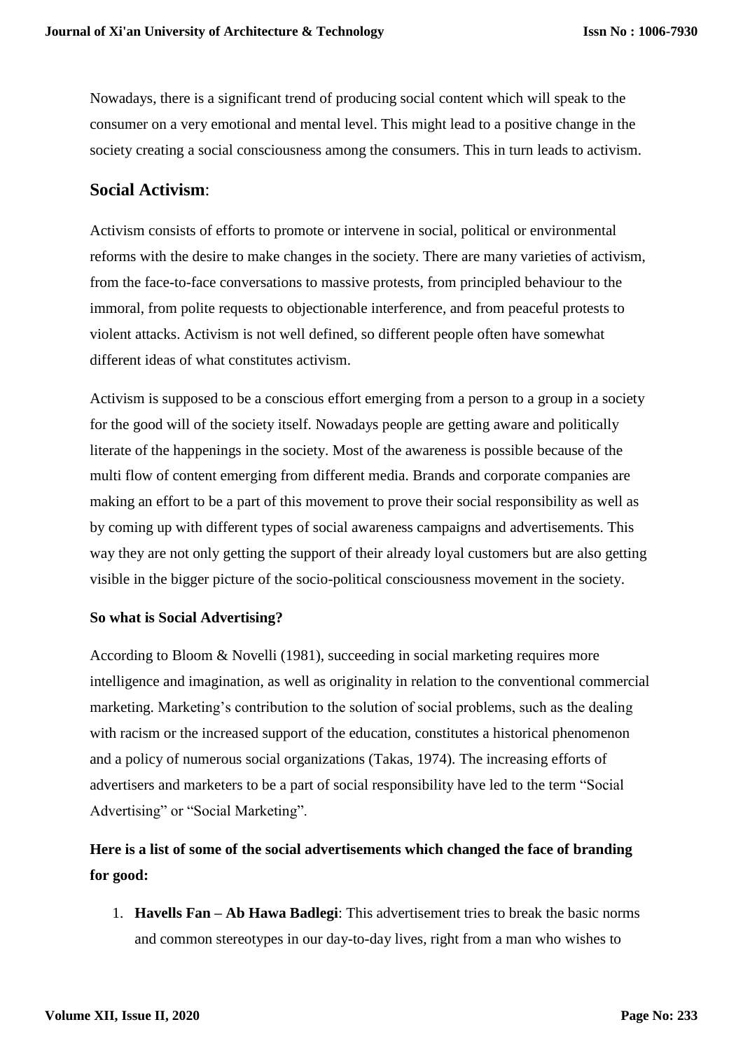Nowadays, there is a significant trend of producing social content which will speak to the consumer on a very emotional and mental level. This might lead to a positive change in the society creating a social consciousness among the consumers. This in turn leads to activism.

## Social Activism:

Activism consists of efforts to promote or intervene in social, political or environmental reforms with the desire to make changes in the society. There are many varieties of activism, from the face-to-face conversations to massive protests, from principled behaviour to the immoral, from polite requests to objectionable interference, and from peaceful protests to violent attacks. Activism is not well defined, so different people often have somewhat different ideas of what constitutes activism.

Activism is supposed to be a conscious effort emerging from a person to a group in a society for the good will of the society itself. Nowadays people are getting aware and politically literate of the happenings in the society. Most of the awareness is possible because of the multi flow of content emerging from different media. Brands and corporate companies are making an effort to be a part of this movement to prove their social responsibility as well as by coming up with different types of social awareness campaigns and advertisements. This way they are not only getting the support of their already loyal customers but are also getting visible in the bigger picture of the socio-political consciousness movement in the society.

**So what is Social Advertising?**

According to Bloom & Novelli (1981), succeeding in social marketing requires more intelligence and imagination, as well as originality in relation to the conventional commercial marketing. Marketing's contribution to the solution of social problems, such as the dealing with racism or the increased support of the education, constitutes a historical phenomenon and a policy of numerous social organizations (Takas, 1974). The increasing efforts of advertisers and marketers to be a part of social responsibility have led to the term "Social Advertising" or "Social Marketing".

**Here is a list of some of the social advertisements which changed the face of branding for good:**

1. **Havells Fan – Ab Hawa Badlegi**: This advertisement tries to break the basic norms and common stereotypes in our day-to-day lives, right from a man who wishes to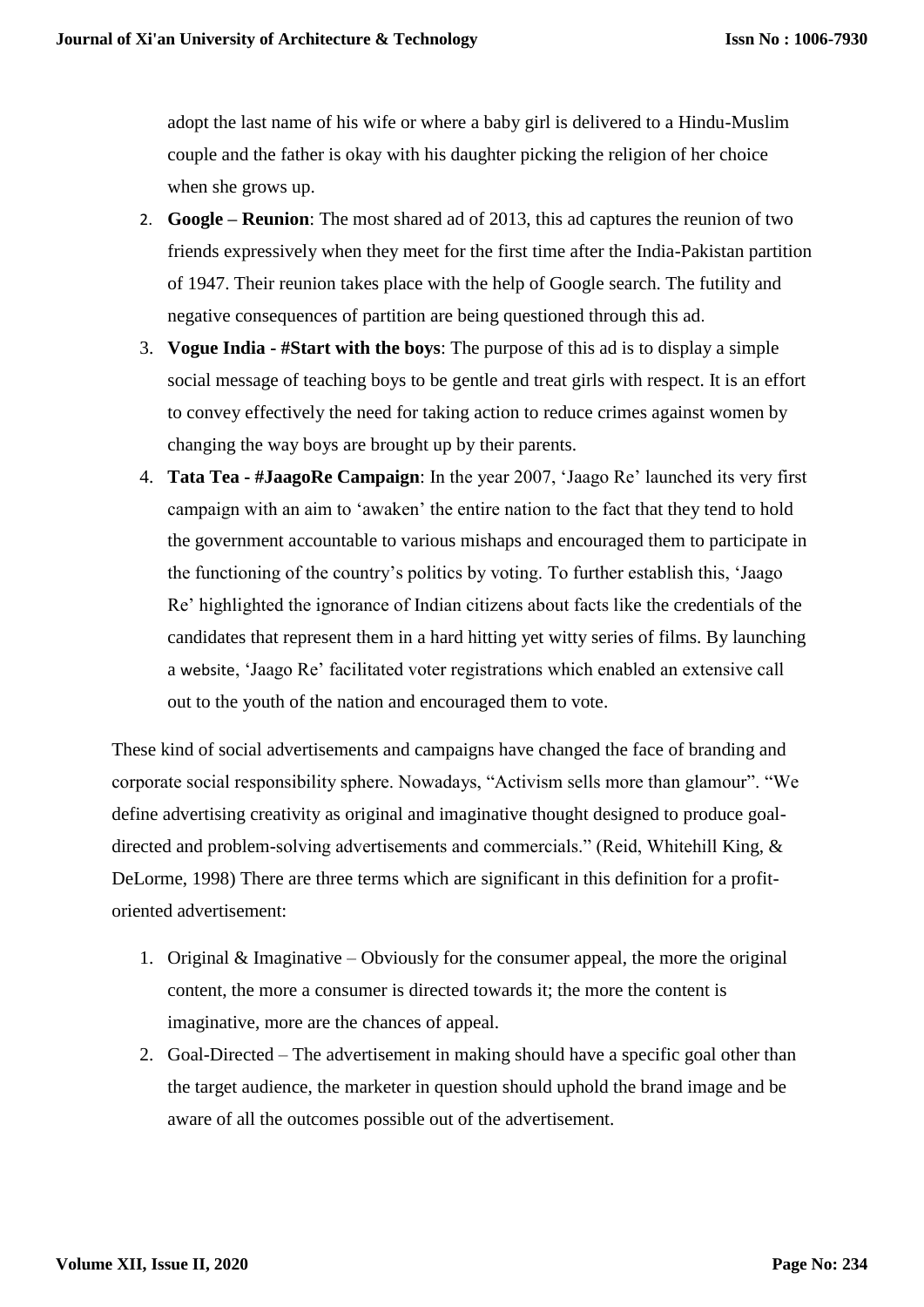adopt the last name of his wife or where a baby girl is delivered to a Hindu-Muslim couple and the father is okay with his daughter picking the religion of her choice when she grows up.

2. **Google – Reunion**: The most shared ad of 2013, this ad captures the reunion of two friends expressively when they meet for the first time after the India-Pakistan partition of 1947. Their reunion takes place with the help of Google search. The futility and negative consequences of partition are being questioned through this ad.
3. **Vogue India - #Start with the boys**: The purpose of this ad is to display a simple social message of teaching boys to be gentle and treat girls with respect. It is an effort to convey effectively the need for taking action to reduce crimes against women by changing the way boys are brought up by their parents.
4. **Tata Tea - #JaagoRe Campaign**: In the year 2007, 'Jaago Re' launched its very first campaign with an aim to 'awaken' the entire nation to the fact that they tend to hold the government accountable to various mishaps and encouraged them to participate in the functioning of the country's politics by voting. To further establish this, 'Jaago Re' highlighted the ignorance of Indian citizens about facts like the credentials of the candidates that represent them in a hard hitting yet witty series of films. By launching a website, 'Jaago Re' facilitated voter registrations which enabled an extensive call out to the youth of the nation and encouraged them to vote.

These kind of social advertisements and campaigns have changed the face of branding and corporate social responsibility sphere. Nowadays, "Activism sells more than glamour". "We define advertising creativity as original and imaginative thought designed to produce goal-directed and problem-solving advertisements and commercials." (Reid, Whitehill King, & DeLorme, 1998) There are three terms which are significant in this definition for a profit-oriented advertisement:

1. Original & Imaginative – Obviously for the consumer appeal, the more the original content, the more a consumer is directed towards it; the more the content is imaginative, more are the chances of appeal.
2. Goal-Directed – The advertisement in making should have a specific goal other than the target audience, the marketer in question should uphold the brand image and be aware of all the outcomes possible out of the advertisement.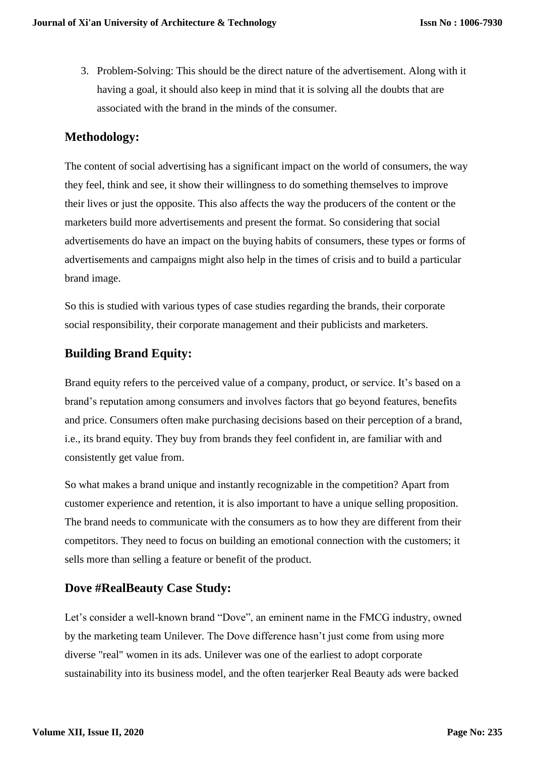3. Problem-Solving: This should be the direct nature of the advertisement. Along with it having a goal, it should also keep in mind that it is solving all the doubts that are associated with the brand in the minds of the consumer.

## Methodology:

The content of social advertising has a significant impact on the world of consumers, the way they feel, think and see, it show their willingness to do something themselves to improve their lives or just the opposite. This also affects the way the producers of the content or the marketers build more advertisements and present the format. So considering that social advertisements do have an impact on the buying habits of consumers, these types or forms of advertisements and campaigns might also help in the times of crisis and to build a particular brand image.

So this is studied with various types of case studies regarding the brands, their corporate social responsibility, their corporate management and their publicists and marketers.

## Building Brand Equity:

Brand equity refers to the perceived value of a company, product, or service. It's based on a brand's reputation among consumers and involves factors that go beyond features, benefits and price. Consumers often make purchasing decisions based on their perception of a brand, i.e., its brand equity. They buy from brands they feel confident in, are familiar with and consistently get value from.

So what makes a brand unique and instantly recognizable in the competition? Apart from customer experience and retention, it is also important to have a unique selling proposition. The brand needs to communicate with the consumers as to how they are different from their competitors. They need to focus on building an emotional connection with the customers; it sells more than selling a feature or benefit of the product.

## Dove #RealBeauty Case Study:

Let's consider a well-known brand "Dove", an eminent name in the FMCG industry, owned by the marketing team Unilever. The Dove difference hasn't just come from using more diverse "real" women in its ads. Unilever was one of the earliest to adopt corporate sustainability into its business model, and the often tearjerker Real Beauty ads were backed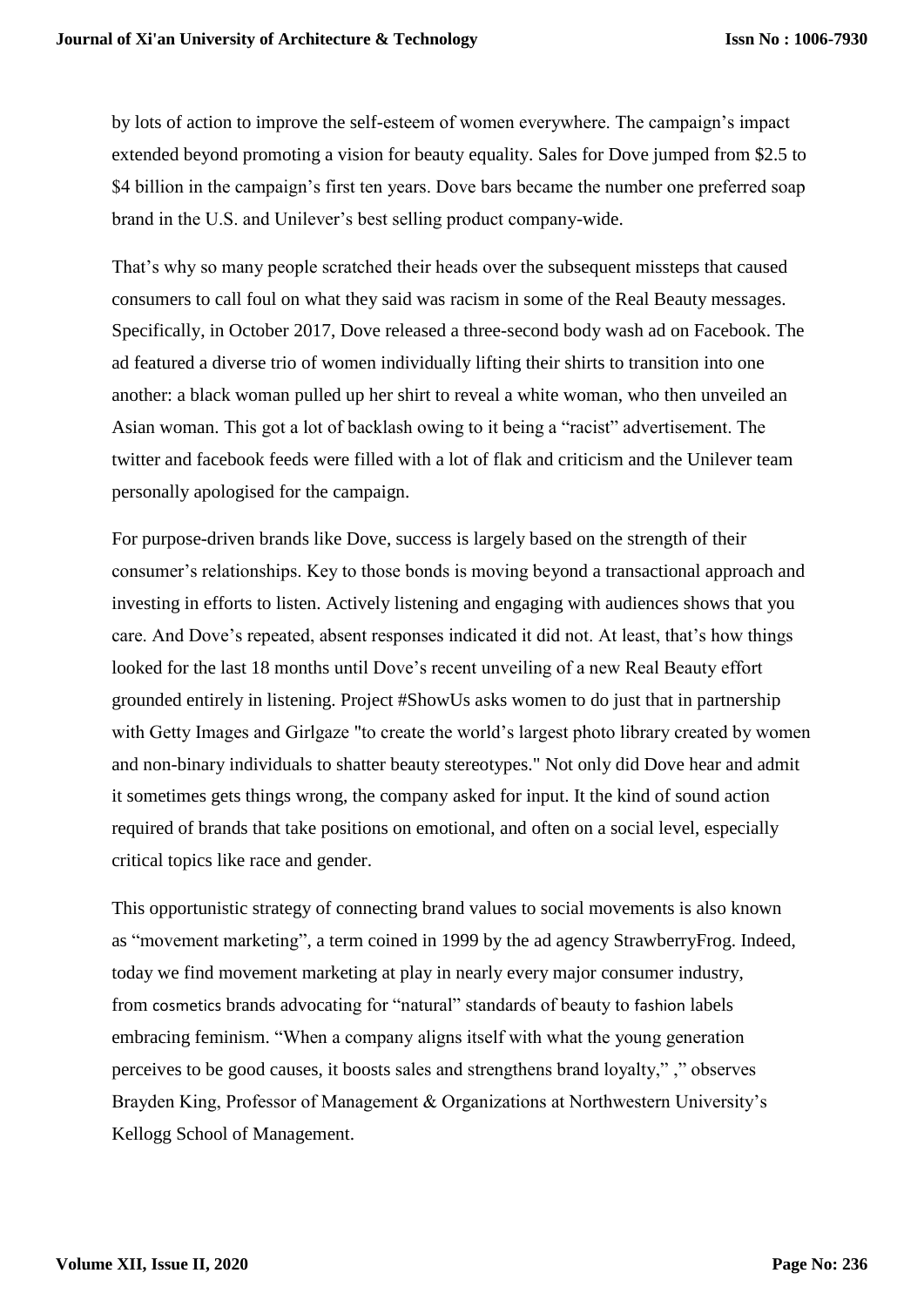by lots of action to improve the self-esteem of women everywhere. The campaign's impact extended beyond promoting a vision for beauty equality. Sales for Dove jumped from $2.5 to $4 billion in the campaign's first ten years. Dove bars became the number one preferred soap brand in the U.S. and Unilever's best selling product company-wide.

That's why so many people scratched their heads over the subsequent missteps that caused consumers to call foul on what they said was racism in some of the Real Beauty messages. Specifically, in October 2017, Dove released a three-second body wash ad on Facebook. The ad featured a diverse trio of women individually lifting their shirts to transition into one another: a black woman pulled up her shirt to reveal a white woman, who then unveiled an Asian woman. This got a lot of backlash owing to it being a "racist" advertisement. The twitter and facebook feeds were filled with a lot of flak and criticism and the Unilever team personally apologised for the campaign.

For purpose-driven brands like Dove, success is largely based on the strength of their consumer's relationships. Key to those bonds is moving beyond a transactional approach and investing in efforts to listen. Actively listening and engaging with audiences shows that you care. And Dove's repeated, absent responses indicated it did not. At least, that's how things looked for the last 18 months until Dove's recent unveiling of a new Real Beauty effort grounded entirely in listening. Project #ShowUs asks women to do just that in partnership with Getty Images and Girlgaze "to create the world's largest photo library created by women and non-binary individuals to shatter beauty stereotypes." Not only did Dove hear and admit it sometimes gets things wrong, the company asked for input. It the kind of sound action required of brands that take positions on emotional, and often on a social level, especially critical topics like race and gender.

This opportunistic strategy of connecting brand values to social movements is also known as "movement marketing", a term coined in 1999 by the ad agency StrawberryFrog. Indeed, today we find movement marketing at play in nearly every major consumer industry, from cosmetics brands advocating for "natural" standards of beauty to fashion labels embracing feminism. "When a company aligns itself with what the young generation perceives to be good causes, it boosts sales and strengthens brand loyalty," ," observes Brayden King, Professor of Management & Organizations at Northwestern University's Kellogg School of Management.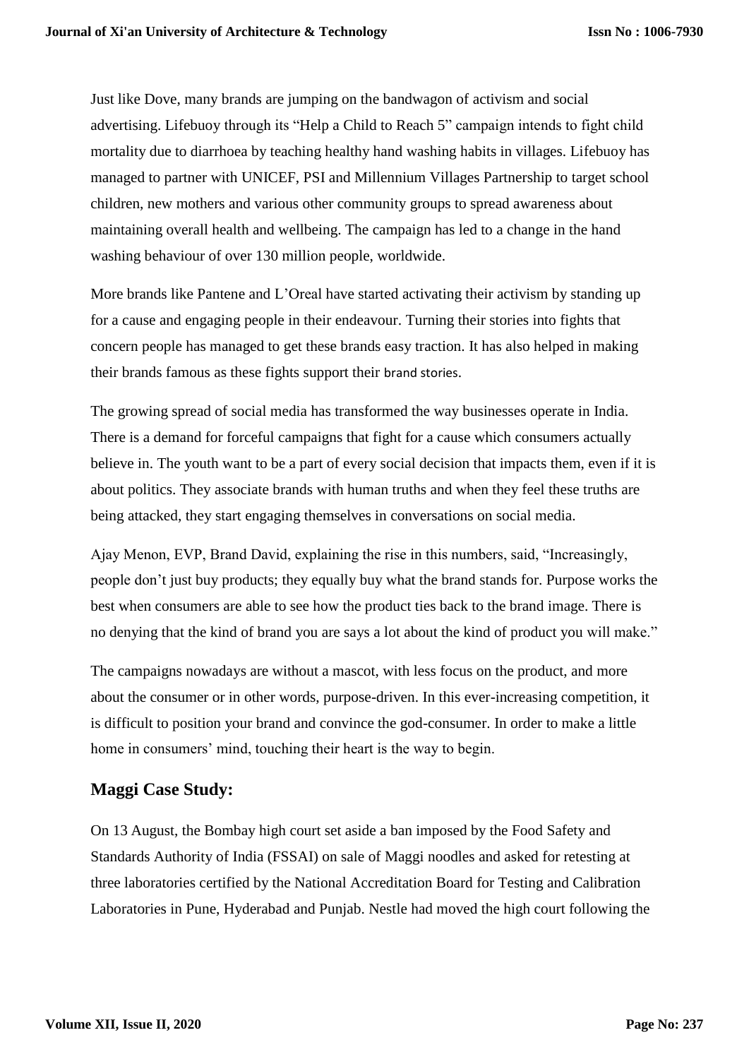Just like Dove, many brands are jumping on the bandwagon of activism and social advertising. Lifebuoy through its "Help a Child to Reach 5" campaign intends to fight child mortality due to diarrhoea by teaching healthy hand washing habits in villages. Lifebuoy has managed to partner with UNICEF, PSI and Millennium Villages Partnership to target school children, new mothers and various other community groups to spread awareness about maintaining overall health and wellbeing. The campaign has led to a change in the hand washing behaviour of over 130 million people, worldwide.

More brands like Pantene and L'Oreal have started activating their activism by standing up for a cause and engaging people in their endeavour. Turning their stories into fights that concern people has managed to get these brands easy traction. It has also helped in making their brands famous as these fights support their brand stories.

The growing spread of social media has transformed the way businesses operate in India. There is a demand for forceful campaigns that fight for a cause which consumers actually believe in. The youth want to be a part of every social decision that impacts them, even if it is about politics. They associate brands with human truths and when they feel these truths are being attacked, they start engaging themselves in conversations on social media.

Ajay Menon, EVP, Brand David, explaining the rise in this numbers, said, "Increasingly, people don't just buy products; they equally buy what the brand stands for. Purpose works the best when consumers are able to see how the product ties back to the brand image. There is no denying that the kind of brand you are says a lot about the kind of product you will make."

The campaigns nowadays are without a mascot, with less focus on the product, and more about the consumer or in other words, purpose-driven. In this ever-increasing competition, it is difficult to position your brand and convince the god-consumer. In order to make a little home in consumers' mind, touching their heart is the way to begin.

## Maggi Case Study:

On 13 August, the Bombay high court set aside a ban imposed by the Food Safety and Standards Authority of India (FSSAI) on sale of Maggi noodles and asked for retesting at three laboratories certified by the National Accreditation Board for Testing and Calibration Laboratories in Pune, Hyderabad and Punjab. Nestle had moved the high court following the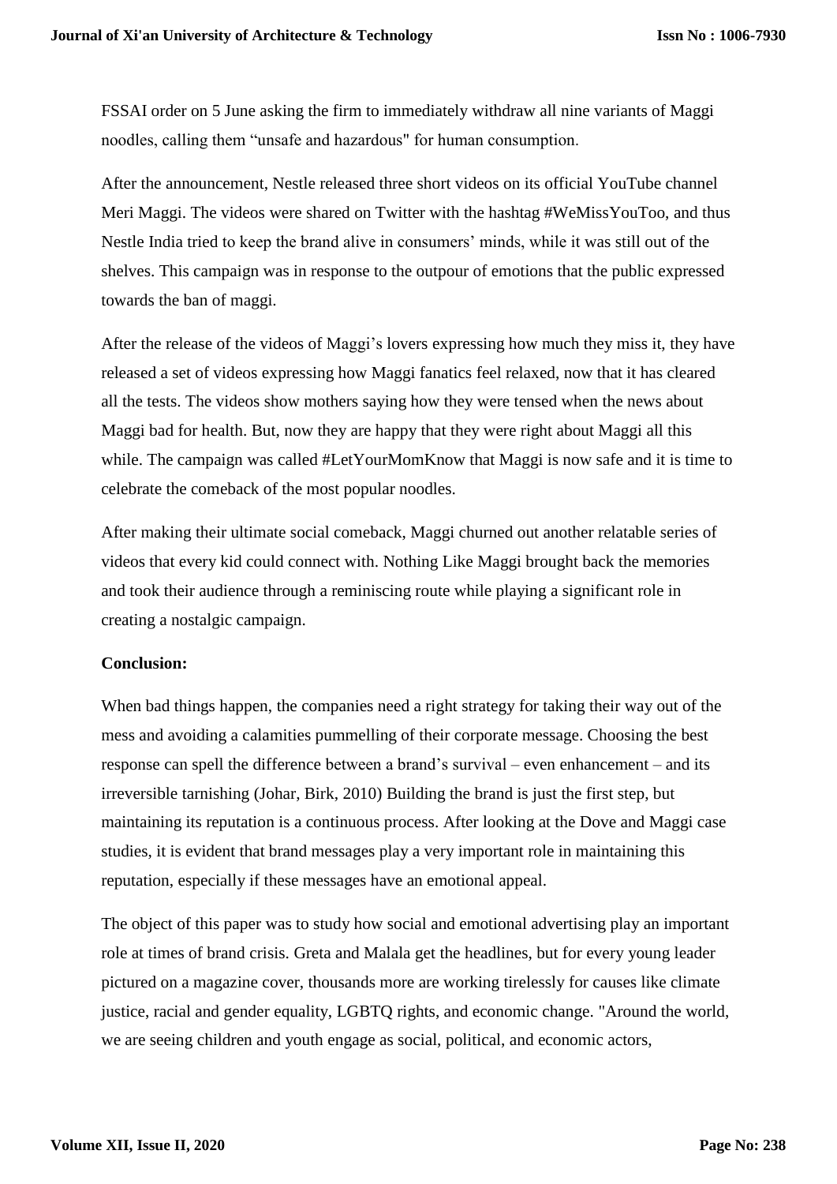FSSAI order on 5 June asking the firm to immediately withdraw all nine variants of Maggi noodles, calling them "unsafe and hazardous" for human consumption.

After the announcement, Nestle released three short videos on its official YouTube channel Meri Maggi. The videos were shared on Twitter with the hashtag #WeMissYouToo, and thus Nestle India tried to keep the brand alive in consumers' minds, while it was still out of the shelves. This campaign was in response to the outpour of emotions that the public expressed towards the ban of maggi.

After the release of the videos of Maggi's lovers expressing how much they miss it, they have released a set of videos expressing how Maggi fanatics feel relaxed, now that it has cleared all the tests. The videos show mothers saying how they were tensed when the news about Maggi bad for health. But, now they are happy that they were right about Maggi all this while. The campaign was called #LetYourMomKnow that Maggi is now safe and it is time to celebrate the comeback of the most popular noodles.

After making their ultimate social comeback, Maggi churned out another relatable series of videos that every kid could connect with. Nothing Like Maggi brought back the memories and took their audience through a reminiscing route while playing a significant role in creating a nostalgic campaign.

**Conclusion:**

When bad things happen, the companies need a right strategy for taking their way out of the mess and avoiding a calamities pummelling of their corporate message. Choosing the best response can spell the difference between a brand's survival – even enhancement – and its irreversible tarnishing (Johar, Birk, 2010) Building the brand is just the first step, but maintaining its reputation is a continuous process. After looking at the Dove and Maggi case studies, it is evident that brand messages play a very important role in maintaining this reputation, especially if these messages have an emotional appeal.

The object of this paper was to study how social and emotional advertising play an important role at times of brand crisis. Greta and Malala get the headlines, but for every young leader pictured on a magazine cover, thousands more are working tirelessly for causes like climate justice, racial and gender equality, LGBTQ rights, and economic change. "Around the world, we are seeing children and youth engage as social, political, and economic actors,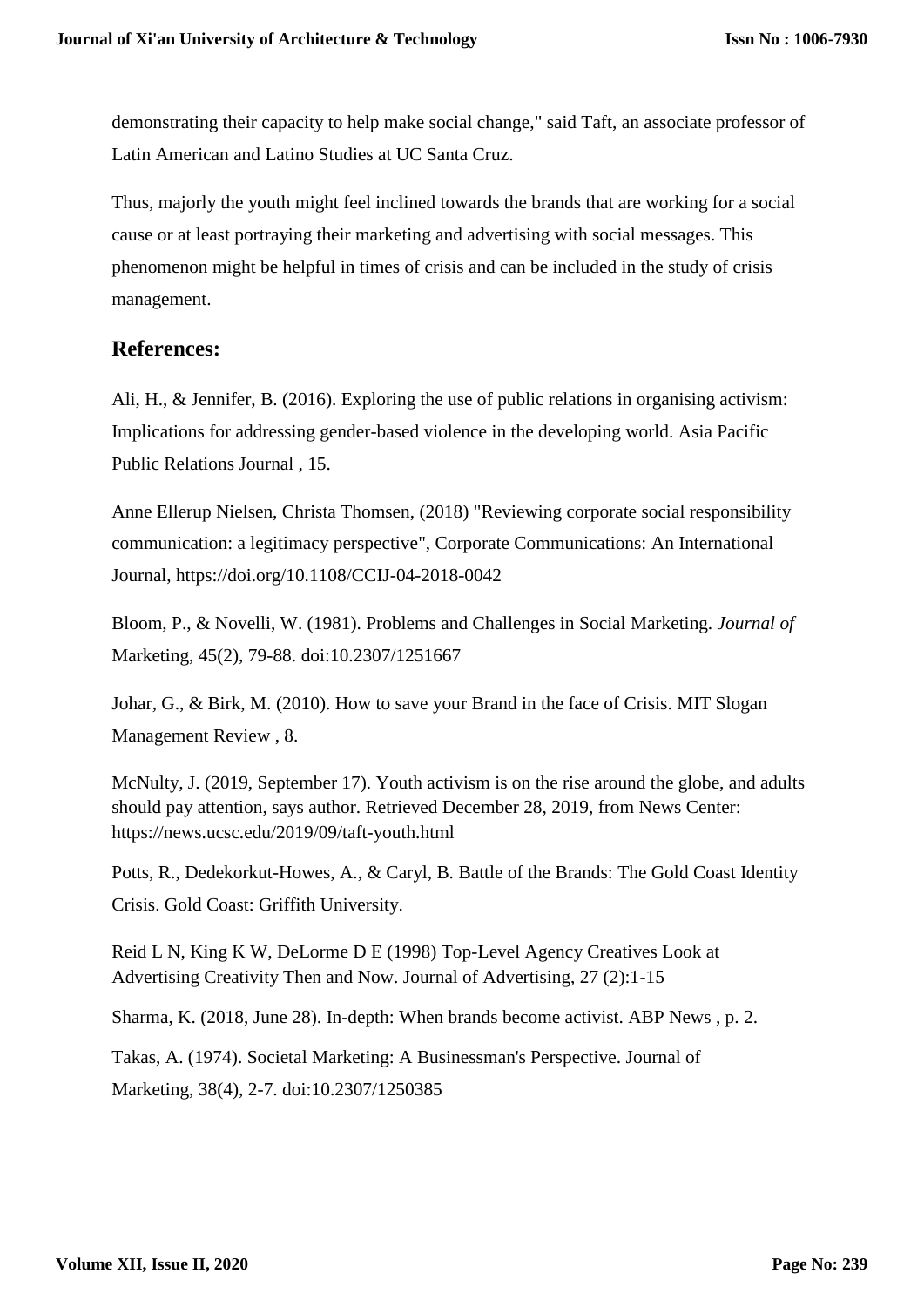demonstrating their capacity to help make social change," said Taft, an associate professor of Latin American and Latino Studies at UC Santa Cruz.

Thus, majorly the youth might feel inclined towards the brands that are working for a social cause or at least portraying their marketing and advertising with social messages. This phenomenon might be helpful in times of crisis and can be included in the study of crisis management.

## References:

Ali, H., & Jennifer, B. (2016). Exploring the use of public relations in organising activism: Implications for addressing gender-based violence in the developing world. Asia Pacific Public Relations Journal , 15.

Anne Ellerup Nielsen, Christa Thomsen, (2018) "Reviewing corporate social responsibility communication: a legitimacy perspective", Corporate Communications: An International Journal, https://doi.org/10.1108/CCIJ-04-2018-0042

Bloom, P., & Novelli, W. (1981). Problems and Challenges in Social Marketing. *Journal of* Marketing, 45(2), 79-88. doi:10.2307/1251667

Johar, G., & Birk, M. (2010). How to save your Brand in the face of Crisis. MIT Slogan Management Review , 8.

McNulty, J. (2019, September 17). Youth activism is on the rise around the globe, and adults should pay attention, says author. Retrieved December 28, 2019, from News Center: https://news.ucsc.edu/2019/09/taft-youth.html

Potts, R., Dedekorkut-Howes, A., & Caryl, B. Battle of the Brands: The Gold Coast Identity Crisis. Gold Coast: Griffith University.

Reid L N, King K W, DeLorme D E (1998) Top-Level Agency Creatives Look at Advertising Creativity Then and Now. Journal of Advertising, 27 (2):1-15

Sharma, K. (2018, June 28). In-depth: When brands become activist. ABP News , p. 2.

Takas, A. (1974). Societal Marketing: A Businessman's Perspective. Journal of Marketing, 38(4), 2-7. doi:10.2307/1250385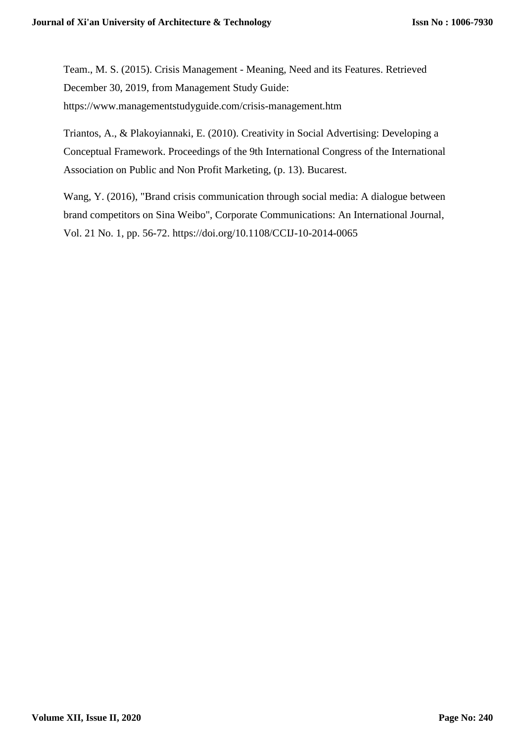Team., M. S. (2015). Crisis Management - Meaning, Need and its Features. Retrieved December 30, 2019, from Management Study Guide: https://www.managementstudyguide.com/crisis-management.htm

Triantos, A., & Plakoyiannaki, E. (2010). Creativity in Social Advertising: Developing a Conceptual Framework. Proceedings of the 9th International Congress of the International Association on Public and Non Profit Marketing, (p. 13). Bucarest.

Wang, Y. (2016), "Brand crisis communication through social media: A dialogue between brand competitors on Sina Weibo", Corporate Communications: An International Journal, Vol. 21 No. 1, pp. 56-72. https://doi.org/10.1108/CCIJ-10-2014-0065